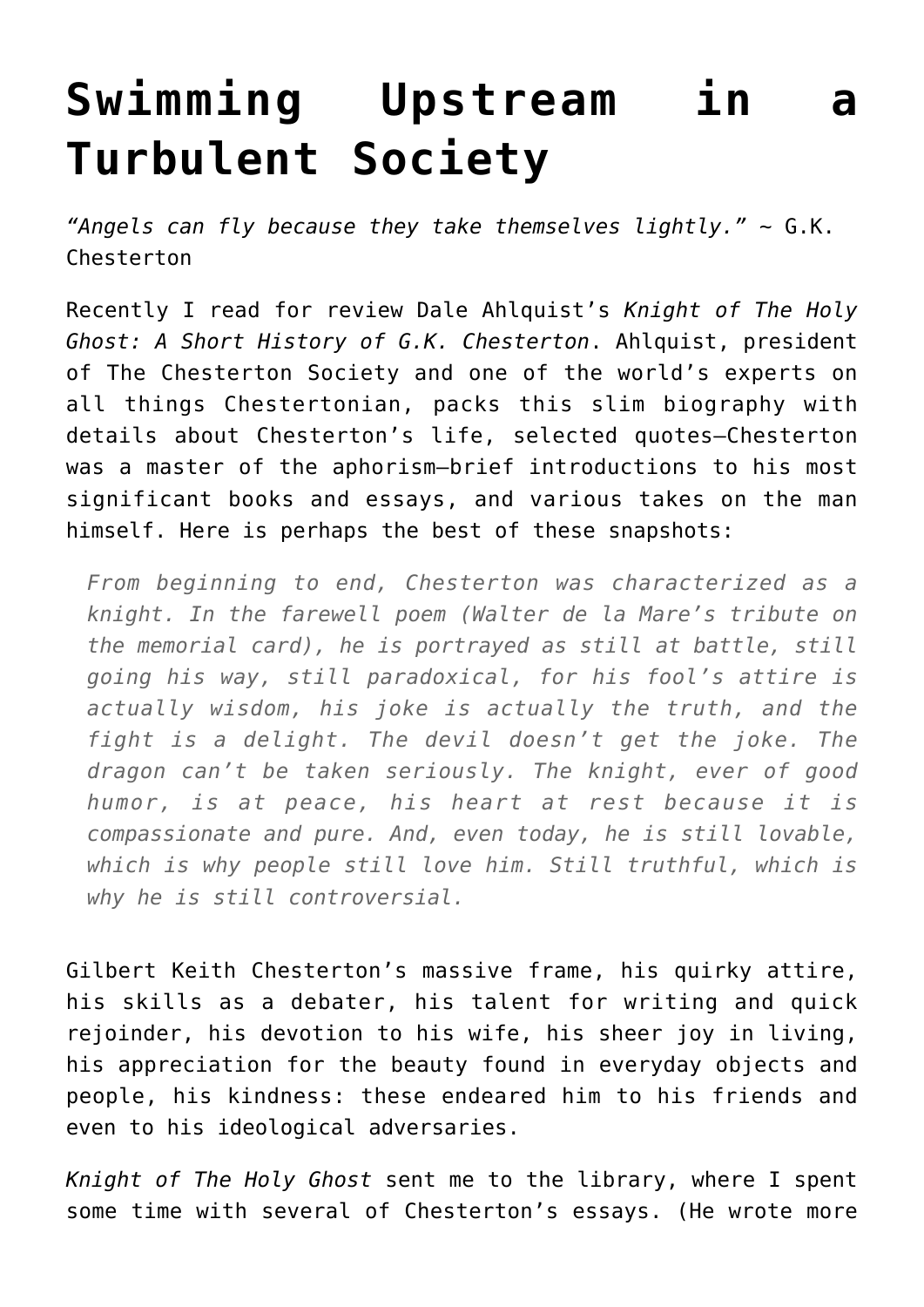# Swimming Upstream in a Turbulent Society

*"Angels can fly because they take themselves lightly."* ~ G.K. Chesterton

Recently I read for review Dale Ahlquist's *Knight of The Holy Ghost: A Short History of G.K. Chesterton*. Ahlquist, president of The Chesterton Society and one of the world's experts on all things Chestertonian, packs this slim biography with details about Chesterton's life, selected quotes—Chesterton was a master of the aphorism—brief introductions to his most significant books and essays, and various takes on the man himself. Here is perhaps the best of these snapshots:

> *From beginning to end, Chesterton was characterized as a knight. In the farewell poem (Walter de la Mare's tribute on the memorial card), he is portrayed as still at battle, still going his way, still paradoxical, for his fool's attire is actually wisdom, his joke is actually the truth, and the fight is a delight. The devil doesn't get the joke. The dragon can't be taken seriously. The knight, ever of good humor, is at peace, his heart at rest because it is compassionate and pure. And, even today, he is still lovable, which is why people still love him. Still truthful, which is why he is still controversial.*

Gilbert Keith Chesterton's massive frame, his quirky attire, his skills as a debater, his talent for writing and quick rejoinder, his devotion to his wife, his sheer joy in living, his appreciation for the beauty found in everyday objects and people, his kindness: these endeared him to his friends and even to his ideological adversaries.

*Knight of The Holy Ghost* sent me to the library, where I spent some time with several of Chesterton's essays. (He wrote more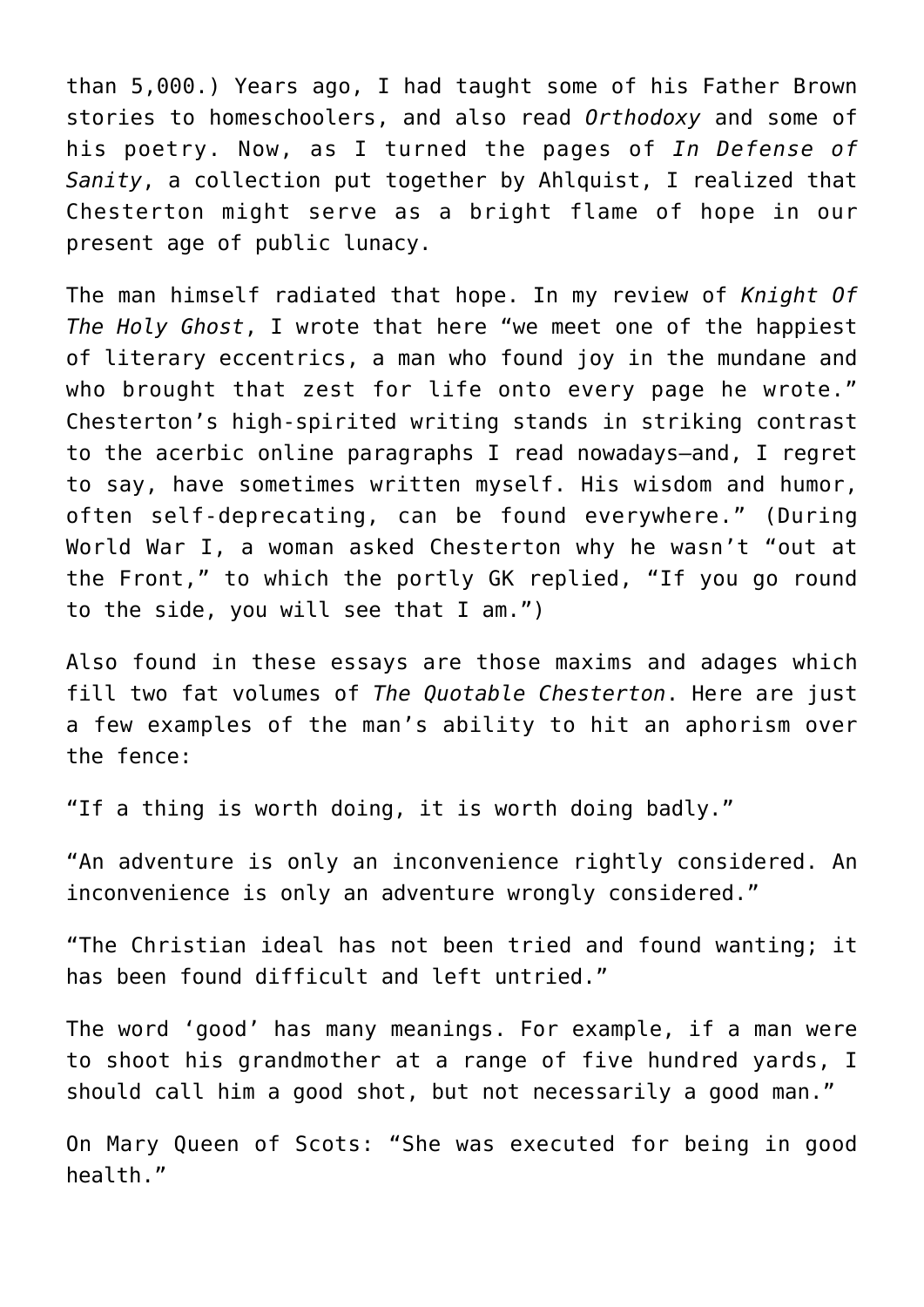than 5,000.) Years ago, I had taught some of his Father Brown stories to homeschoolers, and also read *Orthodoxy* and some of his poetry. Now, as I turned the pages of *In Defense of Sanity*, a collection put together by Ahlquist, I realized that Chesterton might serve as a bright flame of hope in our present age of public lunacy.

The man himself radiated that hope. In my review of *Knight Of The Holy Ghost*, I wrote that here "we meet one of the happiest of literary eccentrics, a man who found joy in the mundane and who brought that zest for life onto every page he wrote." Chesterton's high-spirited writing stands in striking contrast to the acerbic online paragraphs I read nowadays—and, I regret to say, have sometimes written myself. His wisdom and humor, often self-deprecating, can be found everywhere." (During World War I, a woman asked Chesterton why he wasn't "out at the Front," to which the portly GK replied, "If you go round to the side, you will see that I am.")

Also found in these essays are those maxims and adages which fill two fat volumes of *The Quotable Chesterton*. Here are just a few examples of the man's ability to hit an aphorism over the fence:

"If a thing is worth doing, it is worth doing badly."

"An adventure is only an inconvenience rightly considered. An inconvenience is only an adventure wrongly considered."

"The Christian ideal has not been tried and found wanting; it has been found difficult and left untried."

The word 'good' has many meanings. For example, if a man were to shoot his grandmother at a range of five hundred yards, I should call him a good shot, but not necessarily a good man."

On Mary Queen of Scots: "She was executed for being in good health."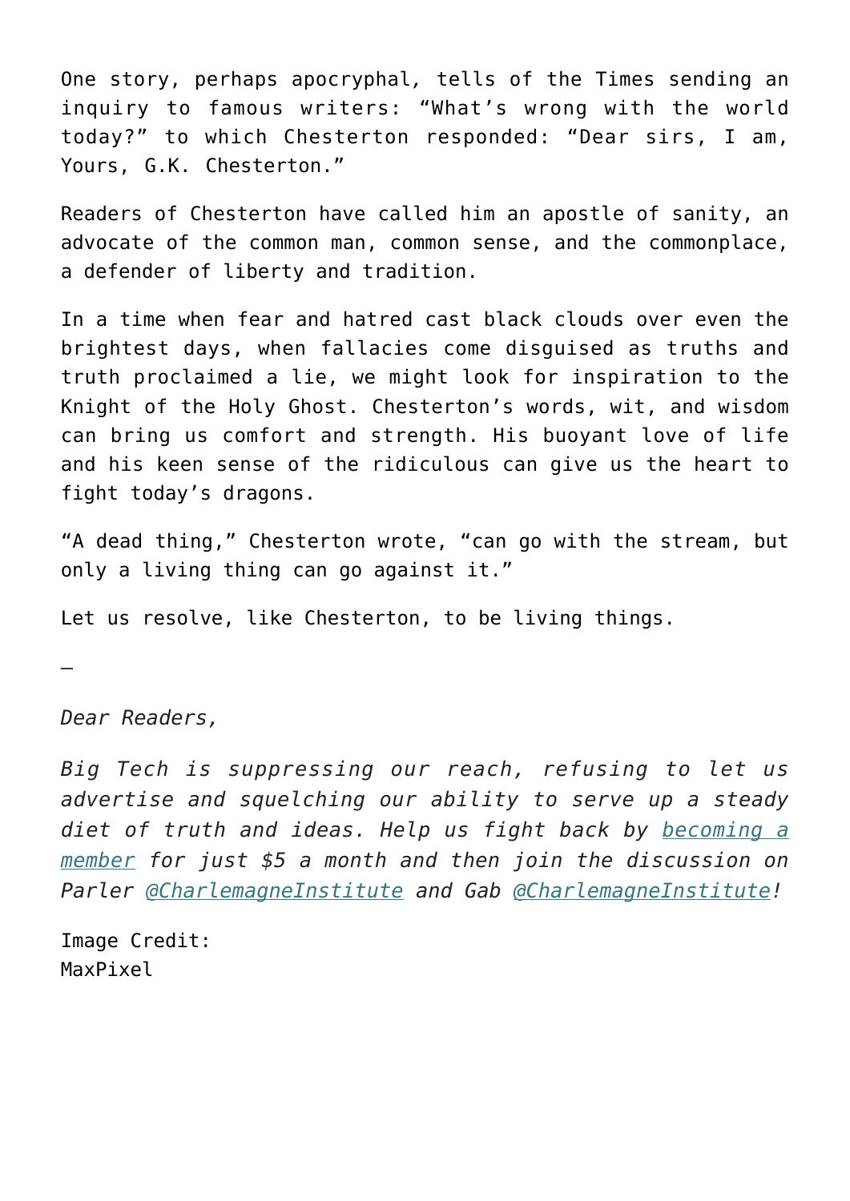One story, perhaps apocryphal, tells of the Times sending an inquiry to famous writers: "What's wrong with the world today?" to which Chesterton responded: "Dear sirs, I am, Yours, G.K. Chesterton."

Readers of Chesterton have called him an apostle of sanity, an advocate of the common man, common sense, and the commonplace, a defender of liberty and tradition.

In a time when fear and hatred cast black clouds over even the brightest days, when fallacies come disguised as truths and truth proclaimed a lie, we might look for inspiration to the Knight of the Holy Ghost. Chesterton's words, wit, and wisdom can bring us comfort and strength. His buoyant love of life and his keen sense of the ridiculous can give us the heart to fight today's dragons.

"A dead thing," Chesterton wrote, "can go with the stream, but only a living thing can go against it."

Let us resolve, like Chesterton, to be living things.

—

*Dear Readers,*

*Big Tech is suppressing our reach, refusing to let us advertise and squelching our ability to serve up a steady diet of truth and ideas. Help us fight back by becoming a member for just $5 a month and then join the discussion on Parler @CharlemagneInstitute and Gab @CharlemagneInstitute!*

Image Credit:
MaxPixel